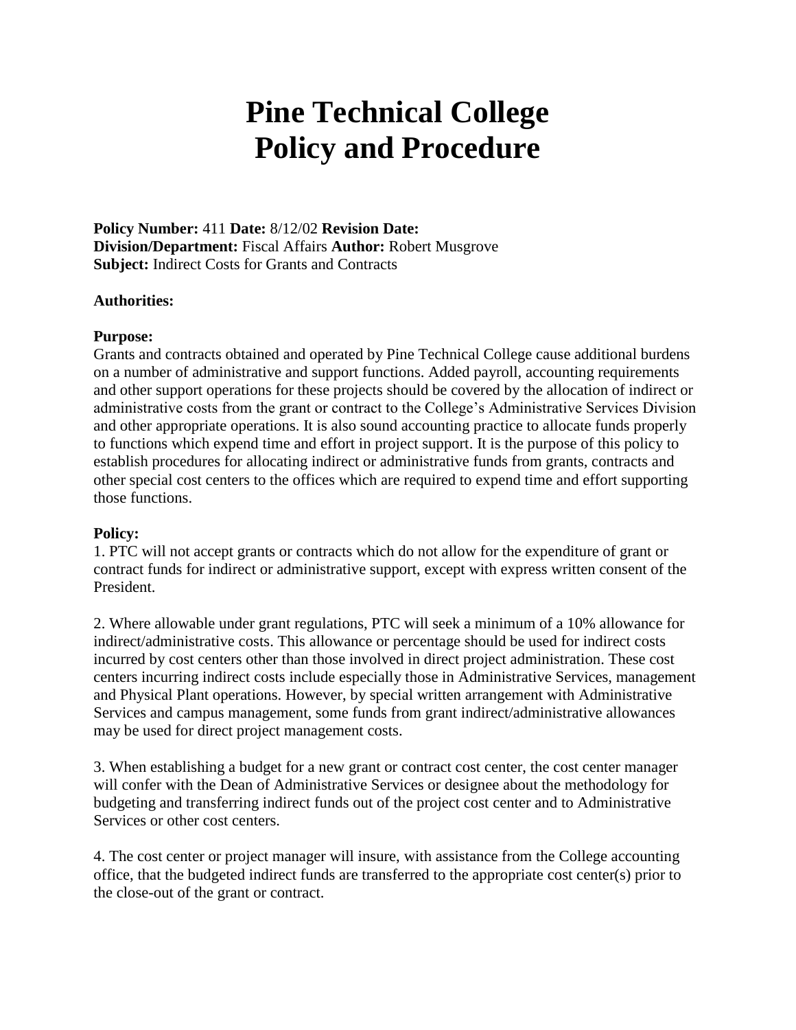# Pine Technical College
# Policy and Procedure

**Policy Number:** 411 **Date:** 8/12/02 **Revision Date:**
**Division/Department:** Fiscal Affairs **Author:** Robert Musgrove
**Subject:** Indirect Costs for Grants and Contracts

**Authorities:**

**Purpose:**
Grants and contracts obtained and operated by Pine Technical College cause additional burdens on a number of administrative and support functions. Added payroll, accounting requirements and other support operations for these projects should be covered by the allocation of indirect or administrative costs from the grant or contract to the College's Administrative Services Division and other appropriate operations. It is also sound accounting practice to allocate funds properly to functions which expend time and effort in project support. It is the purpose of this policy to establish procedures for allocating indirect or administrative funds from grants, contracts and other special cost centers to the offices which are required to expend time and effort supporting those functions.

**Policy:**
1. PTC will not accept grants or contracts which do not allow for the expenditure of grant or contract funds for indirect or administrative support, except with express written consent of the President.

2. Where allowable under grant regulations, PTC will seek a minimum of a 10% allowance for indirect/administrative costs. This allowance or percentage should be used for indirect costs incurred by cost centers other than those involved in direct project administration. These cost centers incurring indirect costs include especially those in Administrative Services, management and Physical Plant operations. However, by special written arrangement with Administrative Services and campus management, some funds from grant indirect/administrative allowances may be used for direct project management costs.

3. When establishing a budget for a new grant or contract cost center, the cost center manager will confer with the Dean of Administrative Services or designee about the methodology for budgeting and transferring indirect funds out of the project cost center and to Administrative Services or other cost centers.

4. The cost center or project manager will insure, with assistance from the College accounting office, that the budgeted indirect funds are transferred to the appropriate cost center(s) prior to the close-out of the grant or contract.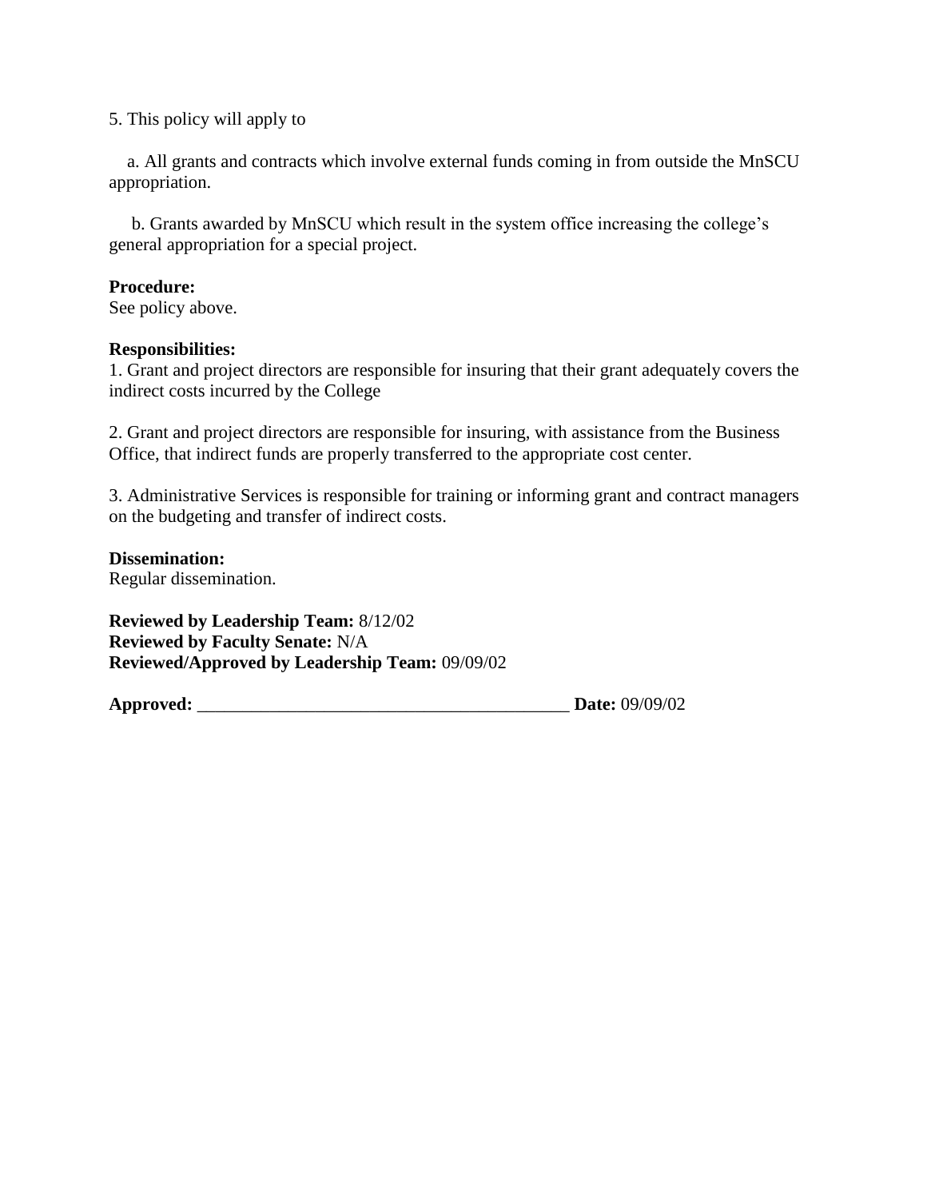5. This policy will apply to

a. All grants and contracts which involve external funds coming in from outside the MnSCU appropriation.

b. Grants awarded by MnSCU which result in the system office increasing the college's general appropriation for a special project.

**Procedure:**
See policy above.

**Responsibilities:**
1. Grant and project directors are responsible for insuring that their grant adequately covers the indirect costs incurred by the College

2. Grant and project directors are responsible for insuring, with assistance from the Business Office, that indirect funds are properly transferred to the appropriate cost center.

3. Administrative Services is responsible for training or informing grant and contract managers on the budgeting and transfer of indirect costs.

**Dissemination:**
Regular dissemination.

**Reviewed by Leadership Team:** 8/12/02
**Reviewed by Faculty Senate:** N/A
**Reviewed/Approved by Leadership Team:** 09/09/02

**Approved:** _________________________________________ **Date:** 09/09/02